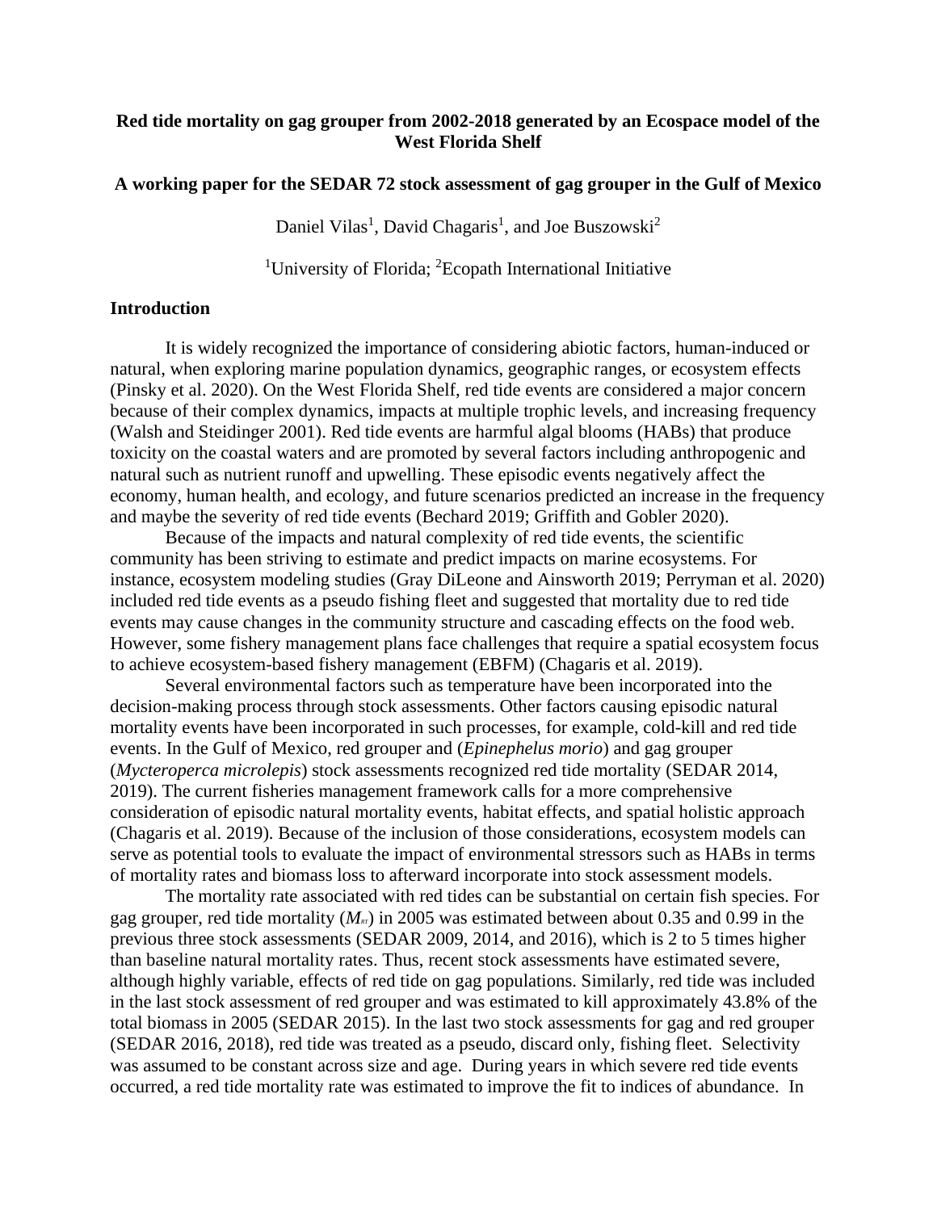# Red tide mortality on gag grouper from 2002-2018 generated by an Ecospace model of the West Florida Shelf

**A working paper for the SEDAR 72 stock assessment of gag grouper in the Gulf of Mexico**

Daniel Vilas[1], David Chagaris[1], and Joe Buszowski[2]

[1]University of Florida; [2]Ecopath International Initiative

## Introduction

It is widely recognized the importance of considering abiotic factors, human-induced or natural, when exploring marine population dynamics, geographic ranges, or ecosystem effects (Pinsky et al. 2020). On the West Florida Shelf, red tide events are considered a major concern because of their complex dynamics, impacts at multiple trophic levels, and increasing frequency (Walsh and Steidinger 2001). Red tide events are harmful algal blooms (HABs) that produce toxicity on the coastal waters and are promoted by several factors including anthropogenic and natural such as nutrient runoff and upwelling. These episodic events negatively affect the economy, human health, and ecology, and future scenarios predicted an increase in the frequency and maybe the severity of red tide events (Bechard 2019; Griffith and Gobler 2020).

Because of the impacts and natural complexity of red tide events, the scientific community has been striving to estimate and predict impacts on marine ecosystems. For instance, ecosystem modeling studies (Gray DiLeone and Ainsworth 2019; Perryman et al. 2020) included red tide events as a pseudo fishing fleet and suggested that mortality due to red tide events may cause changes in the community structure and cascading effects on the food web. However, some fishery management plans face challenges that require a spatial ecosystem focus to achieve ecosystem-based fishery management (EBFM) (Chagaris et al. 2019).

Several environmental factors such as temperature have been incorporated into the decision-making process through stock assessments. Other factors causing episodic natural mortality events have been incorporated in such processes, for example, cold-kill and red tide events. In the Gulf of Mexico, red grouper and (*Epinephelus morio*) and gag grouper (*Mycteroperca microlepis*) stock assessments recognized red tide mortality (SEDAR 2014, 2019). The current fisheries management framework calls for a more comprehensive consideration of episodic natural mortality events, habitat effects, and spatial holistic approach (Chagaris et al. 2019). Because of the inclusion of those considerations, ecosystem models can serve as potential tools to evaluate the impact of environmental stressors such as HABs in terms of mortality rates and biomass loss to afterward incorporate into stock assessment models.

The mortality rate associated with red tides can be substantial on certain fish species. For gag grouper, red tide mortality ($M_{RT}$) in 2005 was estimated between about 0.35 and 0.99 in the previous three stock assessments (SEDAR 2009, 2014, and 2016), which is 2 to 5 times higher than baseline natural mortality rates. Thus, recent stock assessments have estimated severe, although highly variable, effects of red tide on gag populations. Similarly, red tide was included in the last stock assessment of red grouper and was estimated to kill approximately 43.8% of the total biomass in 2005 (SEDAR 2015). In the last two stock assessments for gag and red grouper (SEDAR 2016, 2018), red tide was treated as a pseudo, discard only, fishing fleet. Selectivity was assumed to be constant across size and age. During years in which severe red tide events occurred, a red tide mortality rate was estimated to improve the fit to indices of abundance. In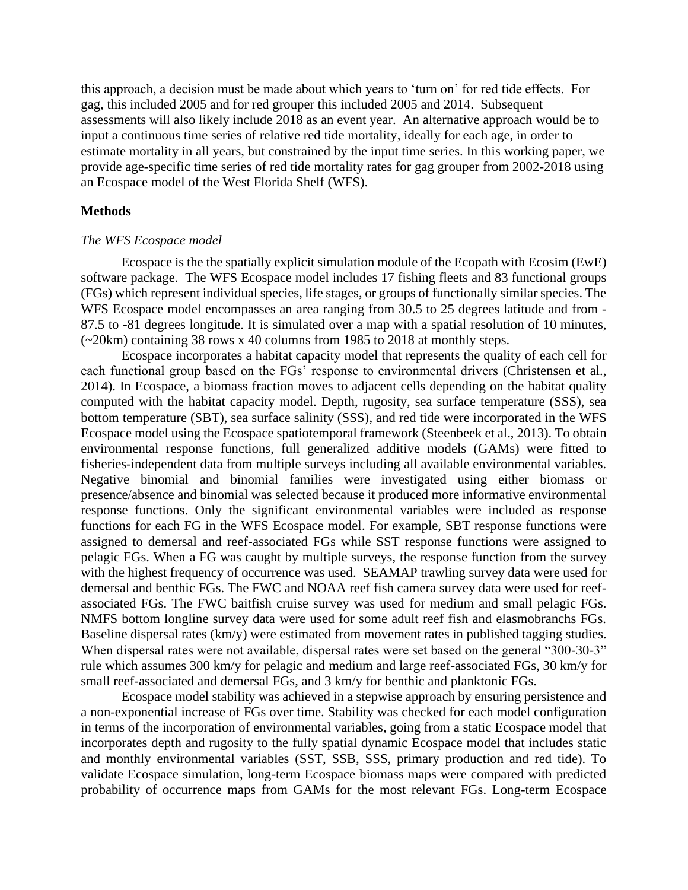this approach, a decision must be made about which years to 'turn on' for red tide effects. For gag, this included 2005 and for red grouper this included 2005 and 2014. Subsequent assessments will also likely include 2018 as an event year. An alternative approach would be to input a continuous time series of relative red tide mortality, ideally for each age, in order to estimate mortality in all years, but constrained by the input time series. In this working paper, we provide age-specific time series of red tide mortality rates for gag grouper from 2002-2018 using an Ecospace model of the West Florida Shelf (WFS).

## Methods

### *The WFS Ecospace model*

Ecospace is the the spatially explicit simulation module of the Ecopath with Ecosim (EwE) software package. The WFS Ecospace model includes 17 fishing fleets and 83 functional groups (FGs) which represent individual species, life stages, or groups of functionally similar species. The WFS Ecospace model encompasses an area ranging from 30.5 to 25 degrees latitude and from -87.5 to -81 degrees longitude. It is simulated over a map with a spatial resolution of 10 minutes, (~20km) containing 38 rows x 40 columns from 1985 to 2018 at monthly steps.

Ecospace incorporates a habitat capacity model that represents the quality of each cell for each functional group based on the FGs' response to environmental drivers (Christensen et al., 2014). In Ecospace, a biomass fraction moves to adjacent cells depending on the habitat quality computed with the habitat capacity model. Depth, rugosity, sea surface temperature (SSS), sea bottom temperature (SBT), sea surface salinity (SSS), and red tide were incorporated in the WFS Ecospace model using the Ecospace spatiotemporal framework (Steenbeek et al., 2013). To obtain environmental response functions, full generalized additive models (GAMs) were fitted to fisheries-independent data from multiple surveys including all available environmental variables. Negative binomial and binomial families were investigated using either biomass or presence/absence and binomial was selected because it produced more informative environmental response functions. Only the significant environmental variables were included as response functions for each FG in the WFS Ecospace model. For example, SBT response functions were assigned to demersal and reef-associated FGs while SST response functions were assigned to pelagic FGs. When a FG was caught by multiple surveys, the response function from the survey with the highest frequency of occurrence was used. SEAMAP trawling survey data were used for demersal and benthic FGs. The FWC and NOAA reef fish camera survey data were used for reef-associated FGs. The FWC baitfish cruise survey was used for medium and small pelagic FGs. NMFS bottom longline survey data were used for some adult reef fish and elasmobranchs FGs. Baseline dispersal rates (km/y) were estimated from movement rates in published tagging studies. When dispersal rates were not available, dispersal rates were set based on the general "300-30-3" rule which assumes 300 km/y for pelagic and medium and large reef-associated FGs, 30 km/y for small reef-associated and demersal FGs, and 3 km/y for benthic and planktonic FGs.

Ecospace model stability was achieved in a stepwise approach by ensuring persistence and a non-exponential increase of FGs over time. Stability was checked for each model configuration in terms of the incorporation of environmental variables, going from a static Ecospace model that incorporates depth and rugosity to the fully spatial dynamic Ecospace model that includes static and monthly environmental variables (SST, SSB, SSS, primary production and red tide). To validate Ecospace simulation, long-term Ecospace biomass maps were compared with predicted probability of occurrence maps from GAMs for the most relevant FGs. Long-term Ecospace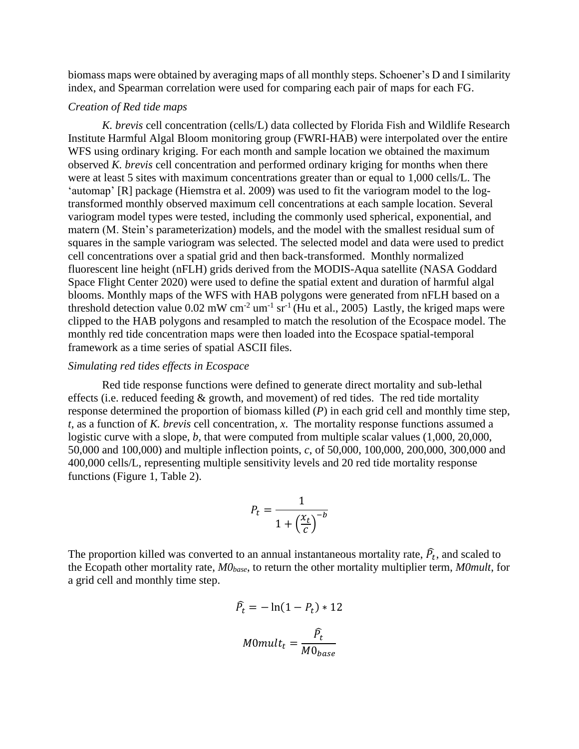biomass maps were obtained by averaging maps of all monthly steps. Schoener's D and I similarity index, and Spearman correlation were used for comparing each pair of maps for each FG.

### *Creation of Red tide maps*

*K. brevis* cell concentration (cells/L) data collected by Florida Fish and Wildlife Research Institute Harmful Algal Bloom monitoring group (FWRI-HAB) were interpolated over the entire WFS using ordinary kriging. For each month and sample location we obtained the maximum observed *K. brevis* cell concentration and performed ordinary kriging for months when there were at least 5 sites with maximum concentrations greater than or equal to 1,000 cells/L. The 'automap' [R] package (Hiemstra et al. 2009) was used to fit the variogram model to the log-transformed monthly observed maximum cell concentrations at each sample location. Several variogram model types were tested, including the commonly used spherical, exponential, and matern (M. Stein's parameterization) models, and the model with the smallest residual sum of squares in the sample variogram was selected. The selected model and data were used to predict cell concentrations over a spatial grid and then back-transformed. Monthly normalized fluorescent line height (nFLH) grids derived from the MODIS-Aqua satellite (NASA Goddard Space Flight Center 2020) were used to define the spatial extent and duration of harmful algal blooms. Monthly maps of the WFS with HAB polygons were generated from nFLH based on a threshold detection value 0.02 mW cm$^{-2}$ um$^{-1}$ sr$^{-1}$ (Hu et al., 2005) Lastly, the kriged maps were clipped to the HAB polygons and resampled to match the resolution of the Ecospace model. The monthly red tide concentration maps were then loaded into the Ecospace spatial-temporal framework as a time series of spatial ASCII files.

### *Simulating red tides effects in Ecospace*

Red tide response functions were defined to generate direct mortality and sub-lethal effects (i.e. reduced feeding & growth, and movement) of red tides. The red tide mortality response determined the proportion of biomass killed ($P$) in each grid cell and monthly time step, $t$, as a function of *K. brevis* cell concentration, $x$. The mortality response functions assumed a logistic curve with a slope, $b$, that were computed from multiple scalar values (1,000, 20,000, 50,000 and 100,000) and multiple inflection points, $c$, of 50,000, 100,000, 200,000, 300,000 and 400,000 cells/L, representing multiple sensitivity levels and 20 red tide mortality response functions (Figure 1, Table 2).

$$P_t = \frac{1}{1 + \left(\frac{x_t}{c}\right)^{-b}}$$

The proportion killed was converted to an annual instantaneous mortality rate, $\widehat{P_t}$, and scaled to the Ecopath other mortality rate, $M0_{base}$, to return the other mortality multiplier term, $M0mult$, for a grid cell and monthly time step.

$$\widehat{P_t} = -\ln(1 - P_t) * 12$$

$$M0mult_t = \frac{\widehat{P_t}}{M0_{base}}$$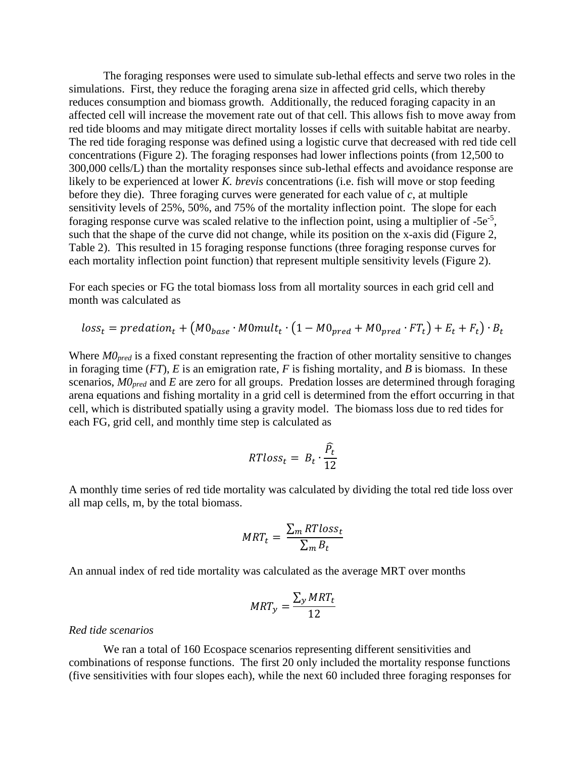The foraging responses were used to simulate sub-lethal effects and serve two roles in the simulations. First, they reduce the foraging arena size in affected grid cells, which thereby reduces consumption and biomass growth. Additionally, the reduced foraging capacity in an affected cell will increase the movement rate out of that cell. This allows fish to move away from red tide blooms and may mitigate direct mortality losses if cells with suitable habitat are nearby. The red tide foraging response was defined using a logistic curve that decreased with red tide cell concentrations (Figure 2). The foraging responses had lower inflections points (from 12,500 to 300,000 cells/L) than the mortality responses since sub-lethal effects and avoidance response are likely to be experienced at lower *K. brevis* concentrations (i.e. fish will move or stop feeding before they die). Three foraging curves were generated for each value of *c*, at multiple sensitivity levels of 25%, 50%, and 75% of the mortality inflection point. The slope for each foraging response curve was scaled relative to the inflection point, using a multiplier of $-5e^{-5}$, such that the shape of the curve did not change, while its position on the x-axis did (Figure 2, Table 2). This resulted in 15 foraging response functions (three foraging response curves for each mortality inflection point function) that represent multiple sensitivity levels (Figure 2).

For each species or FG the total biomass loss from all mortality sources in each grid cell and month was calculated as

$$loss_t = predation_t + \left(M0_{base} \cdot M0mult_t \cdot \left(1 - M0_{pred} + M0_{pred} \cdot FT_t\right) + E_t + F_t\right) \cdot B_t$$

Where $M0_{pred}$ is a fixed constant representing the fraction of other mortality sensitive to changes in foraging time ($FT$), $E$ is an emigration rate, $F$ is fishing mortality, and $B$ is biomass. In these scenarios, $M0_{pred}$ and $E$ are zero for all groups. Predation losses are determined through foraging arena equations and fishing mortality in a grid cell is determined from the effort occurring in that cell, which is distributed spatially using a gravity model. The biomass loss due to red tides for each FG, grid cell, and monthly time step is calculated as

$$RTloss_t = B_t \cdot \frac{\widehat{P}_t}{12}$$

A monthly time series of red tide mortality was calculated by dividing the total red tide loss over all map cells, m, by the total biomass.

$$MRT_t = \frac{\sum_m RTloss_t}{\sum_m B_t}$$

An annual index of red tide mortality was calculated as the average MRT over months

$$MRT_y = \frac{\sum_y MRT_t}{12}$$

*Red tide scenarios*

We ran a total of 160 Ecospace scenarios representing different sensitivities and combinations of response functions. The first 20 only included the mortality response functions (five sensitivities with four slopes each), while the next 60 included three foraging responses for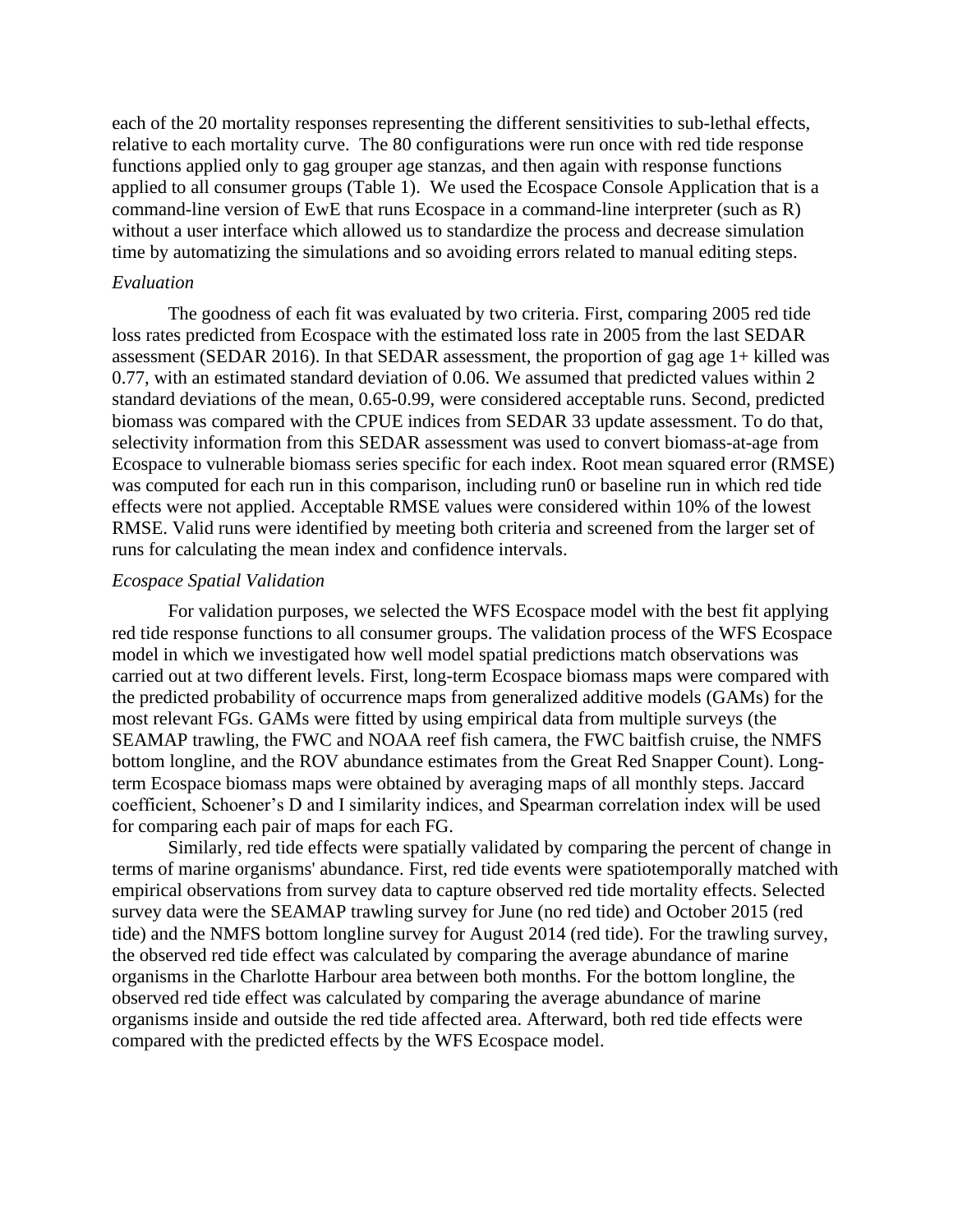each of the 20 mortality responses representing the different sensitivities to sub-lethal effects, relative to each mortality curve. The 80 configurations were run once with red tide response functions applied only to gag grouper age stanzas, and then again with response functions applied to all consumer groups (Table 1). We used the Ecospace Console Application that is a command-line version of EwE that runs Ecospace in a command-line interpreter (such as R) without a user interface which allowed us to standardize the process and decrease simulation time by automatizing the simulations and so avoiding errors related to manual editing steps.

*Evaluation*

The goodness of each fit was evaluated by two criteria. First, comparing 2005 red tide loss rates predicted from Ecospace with the estimated loss rate in 2005 from the last SEDAR assessment (SEDAR 2016). In that SEDAR assessment, the proportion of gag age 1+ killed was 0.77, with an estimated standard deviation of 0.06. We assumed that predicted values within 2 standard deviations of the mean, 0.65-0.99, were considered acceptable runs. Second, predicted biomass was compared with the CPUE indices from SEDAR 33 update assessment. To do that, selectivity information from this SEDAR assessment was used to convert biomass-at-age from Ecospace to vulnerable biomass series specific for each index. Root mean squared error (RMSE) was computed for each run in this comparison, including run0 or baseline run in which red tide effects were not applied. Acceptable RMSE values were considered within 10% of the lowest RMSE. Valid runs were identified by meeting both criteria and screened from the larger set of runs for calculating the mean index and confidence intervals.

*Ecospace Spatial Validation*

For validation purposes, we selected the WFS Ecospace model with the best fit applying red tide response functions to all consumer groups. The validation process of the WFS Ecospace model in which we investigated how well model spatial predictions match observations was carried out at two different levels. First, long-term Ecospace biomass maps were compared with the predicted probability of occurrence maps from generalized additive models (GAMs) for the most relevant FGs. GAMs were fitted by using empirical data from multiple surveys (the SEAMAP trawling, the FWC and NOAA reef fish camera, the FWC baitfish cruise, the NMFS bottom longline, and the ROV abundance estimates from the Great Red Snapper Count). Long-term Ecospace biomass maps were obtained by averaging maps of all monthly steps. Jaccard coefficient, Schoener's D and I similarity indices, and Spearman correlation index will be used for comparing each pair of maps for each FG.

Similarly, red tide effects were spatially validated by comparing the percent of change in terms of marine organisms' abundance. First, red tide events were spatiotemporally matched with empirical observations from survey data to capture observed red tide mortality effects. Selected survey data were the SEAMAP trawling survey for June (no red tide) and October 2015 (red tide) and the NMFS bottom longline survey for August 2014 (red tide). For the trawling survey, the observed red tide effect was calculated by comparing the average abundance of marine organisms in the Charlotte Harbour area between both months. For the bottom longline, the observed red tide effect was calculated by comparing the average abundance of marine organisms inside and outside the red tide affected area. Afterward, both red tide effects were compared with the predicted effects by the WFS Ecospace model.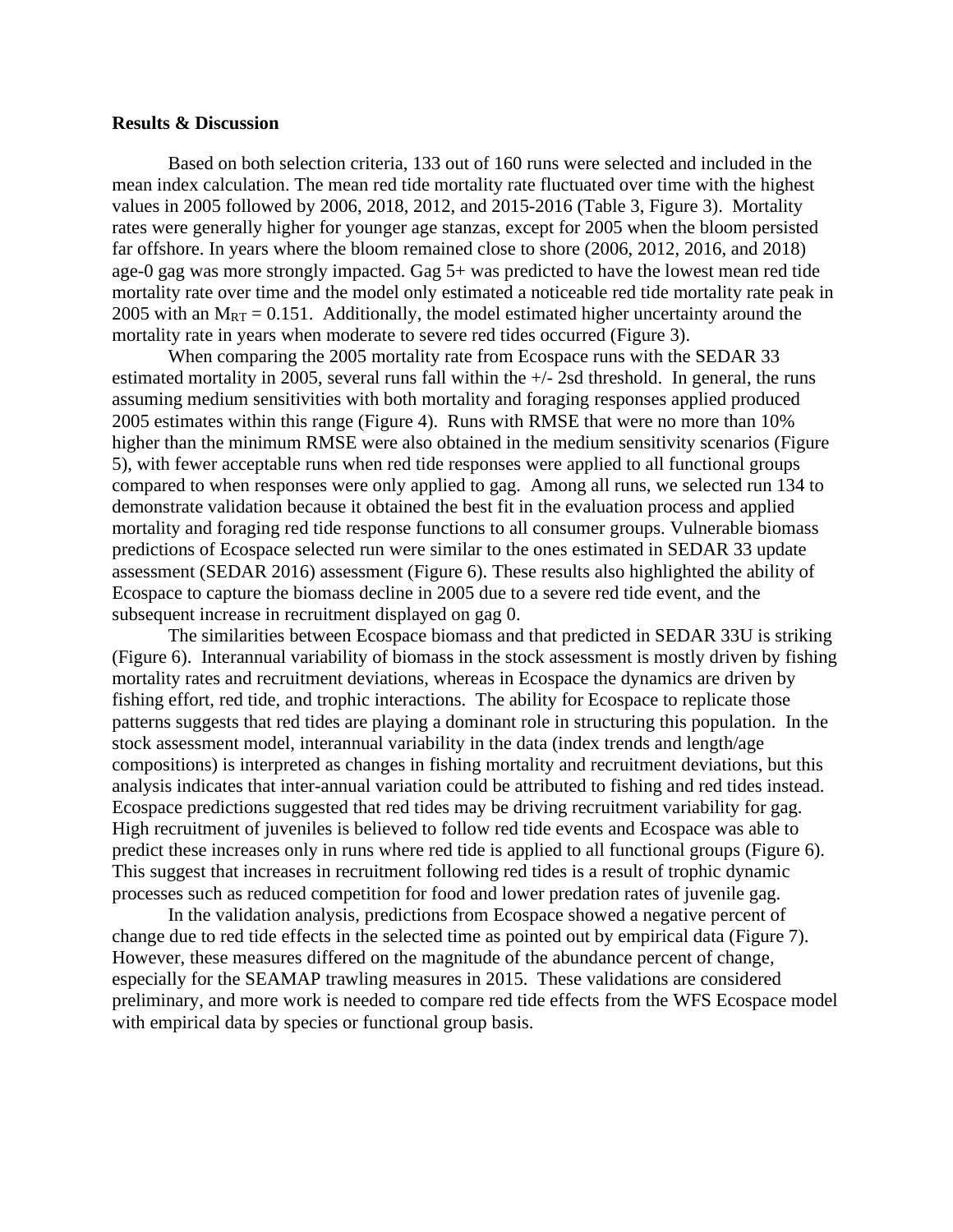**Results & Discussion**

Based on both selection criteria, 133 out of 160 runs were selected and included in the mean index calculation. The mean red tide mortality rate fluctuated over time with the highest values in 2005 followed by 2006, 2018, 2012, and 2015-2016 (Table 3, Figure 3). Mortality rates were generally higher for younger age stanzas, except for 2005 when the bloom persisted far offshore. In years where the bloom remained close to shore (2006, 2012, 2016, and 2018) age-0 gag was more strongly impacted. Gag 5+ was predicted to have the lowest mean red tide mortality rate over time and the model only estimated a noticeable red tide mortality rate peak in 2005 with an $M_{RT} = 0.151$. Additionally, the model estimated higher uncertainty around the mortality rate in years when moderate to severe red tides occurred (Figure 3).

When comparing the 2005 mortality rate from Ecospace runs with the SEDAR 33 estimated mortality in 2005, several runs fall within the +/- 2sd threshold. In general, the runs assuming medium sensitivities with both mortality and foraging responses applied produced 2005 estimates within this range (Figure 4). Runs with RMSE that were no more than 10% higher than the minimum RMSE were also obtained in the medium sensitivity scenarios (Figure 5), with fewer acceptable runs when red tide responses were applied to all functional groups compared to when responses were only applied to gag. Among all runs, we selected run 134 to demonstrate validation because it obtained the best fit in the evaluation process and applied mortality and foraging red tide response functions to all consumer groups. Vulnerable biomass predictions of Ecospace selected run were similar to the ones estimated in SEDAR 33 update assessment (SEDAR 2016) assessment (Figure 6). These results also highlighted the ability of Ecospace to capture the biomass decline in 2005 due to a severe red tide event, and the subsequent increase in recruitment displayed on gag 0.

The similarities between Ecospace biomass and that predicted in SEDAR 33U is striking (Figure 6). Interannual variability of biomass in the stock assessment is mostly driven by fishing mortality rates and recruitment deviations, whereas in Ecospace the dynamics are driven by fishing effort, red tide, and trophic interactions. The ability for Ecospace to replicate those patterns suggests that red tides are playing a dominant role in structuring this population. In the stock assessment model, interannual variability in the data (index trends and length/age compositions) is interpreted as changes in fishing mortality and recruitment deviations, but this analysis indicates that inter-annual variation could be attributed to fishing and red tides instead. Ecospace predictions suggested that red tides may be driving recruitment variability for gag. High recruitment of juveniles is believed to follow red tide events and Ecospace was able to predict these increases only in runs where red tide is applied to all functional groups (Figure 6). This suggest that increases in recruitment following red tides is a result of trophic dynamic processes such as reduced competition for food and lower predation rates of juvenile gag.

In the validation analysis, predictions from Ecospace showed a negative percent of change due to red tide effects in the selected time as pointed out by empirical data (Figure 7). However, these measures differed on the magnitude of the abundance percent of change, especially for the SEAMAP trawling measures in 2015. These validations are considered preliminary, and more work is needed to compare red tide effects from the WFS Ecospace model with empirical data by species or functional group basis.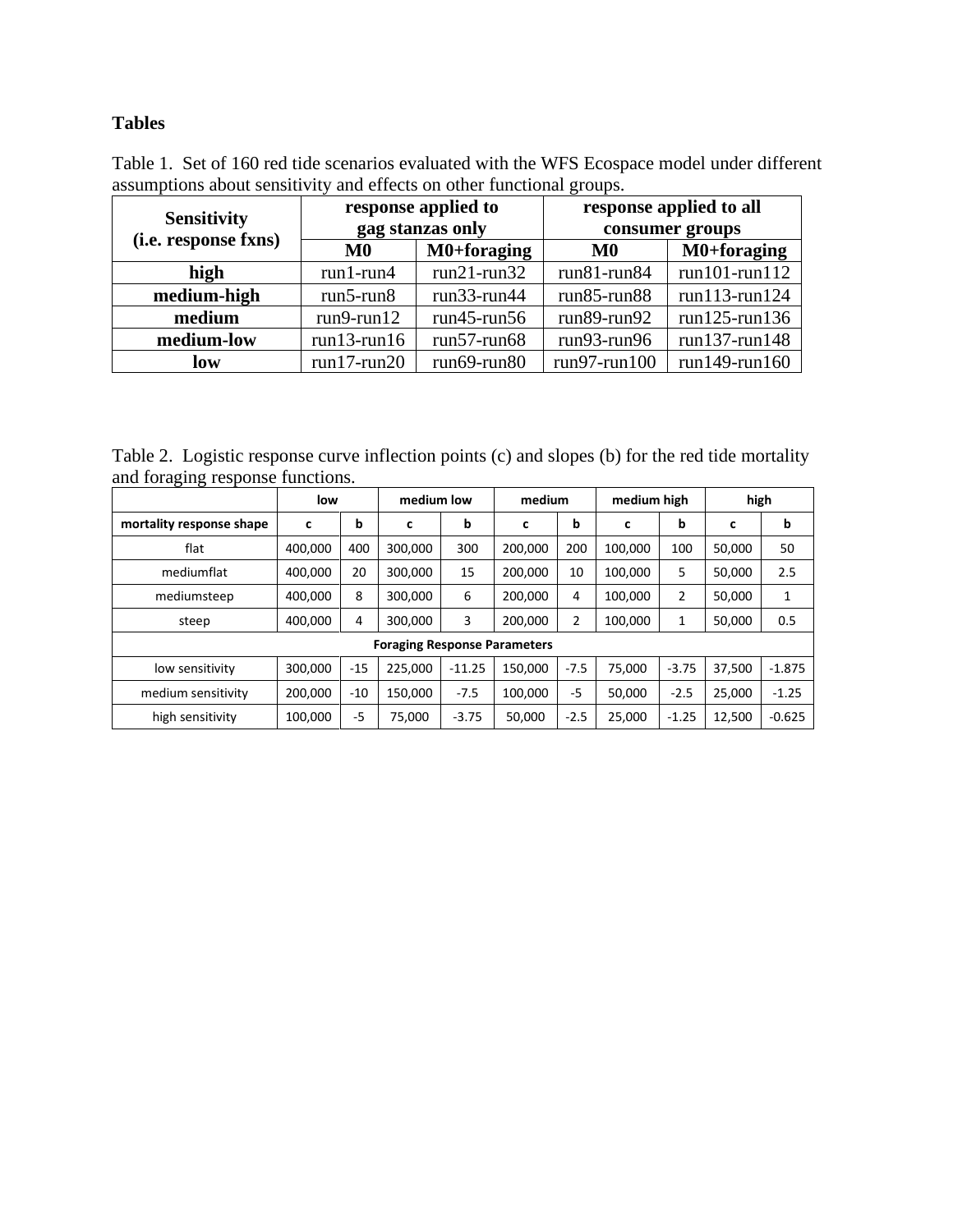## Tables

Table 1. Set of 160 red tide scenarios evaluated with the WFS Ecospace model under different assumptions about sensitivity and effects on other functional groups.

| Sensitivity (i.e. response fxns) | response applied to gag stanzas only | | response applied to all consumer groups | |
|---|---|---|---|---|
| | **M0** | **M0+foraging** | **M0** | **M0+foraging** |
| **high** | run1-run4 | run21-run32 | run81-run84 | run101-run112 |
| **medium-high** | run5-run8 | run33-run44 | run85-run88 | run113-run124 |
| **medium** | run9-run12 | run45-run56 | run89-run92 | run125-run136 |
| **medium-low** | run13-run16 | run57-run68 | run93-run96 | run137-run148 |
| **low** | run17-run20 | run69-run80 | run97-run100 | run149-run160 |

Table 2. Logistic response curve inflection points (c) and slopes (b) for the red tide mortality and foraging response functions.

| | **low** | | **medium low** | | **medium** | | **medium high** | | **high** | |
|---|---|---|---|---|---|---|---|---|---|---|
| **mortality response shape** | **c** | **b** | **c** | **b** | **c** | **b** | **c** | **b** | **c** | **b** |
| flat | 400,000 | 400 | 300,000 | 300 | 200,000 | 200 | 100,000 | 100 | 50,000 | 50 |
| mediumflat | 400,000 | 20 | 300,000 | 15 | 200,000 | 10 | 100,000 | 5 | 50,000 | 2.5 |
| mediumsteep | 400,000 | 8 | 300,000 | 6 | 200,000 | 4 | 100,000 | 2 | 50,000 | 1 |
| steep | 400,000 | 4 | 300,000 | 3 | 200,000 | 2 | 100,000 | 1 | 50,000 | 0.5 |
| **Foraging Response Parameters** | | | | | | | | | | |
| low sensitivity | 300,000 | -15 | 225,000 | -11.25 | 150,000 | -7.5 | 75,000 | -3.75 | 37,500 | -1.875 |
| medium sensitivity | 200,000 | -10 | 150,000 | -7.5 | 100,000 | -5 | 50,000 | -2.5 | 25,000 | -1.25 |
| high sensitivity | 100,000 | -5 | 75,000 | -3.75 | 50,000 | -2.5 | 25,000 | -1.25 | 12,500 | -0.625 |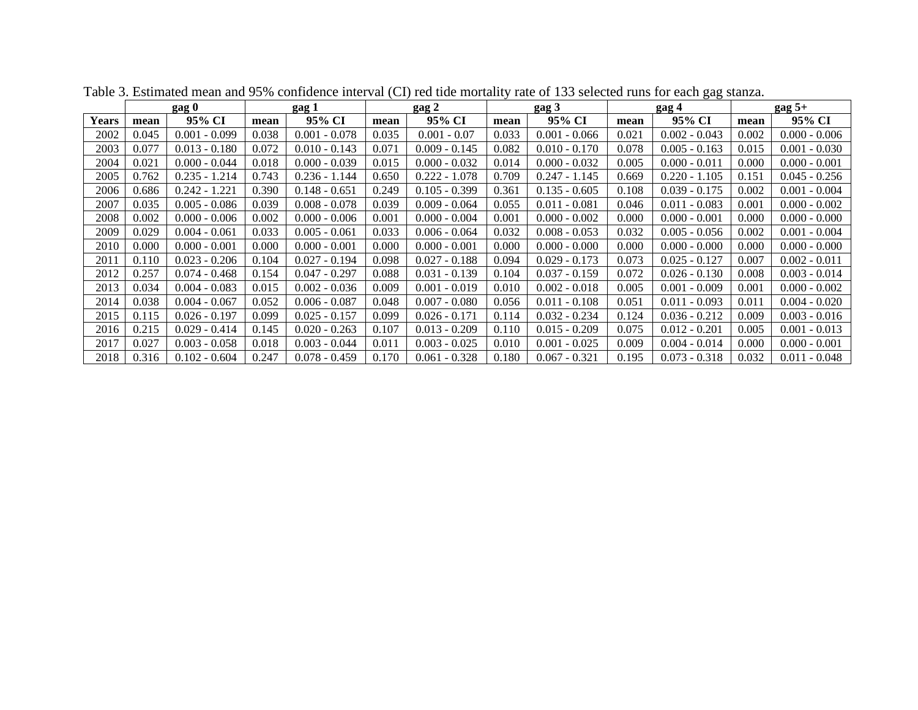Table 3. Estimated mean and 95% confidence interval (CI) red tide mortality rate of 133 selected runs for each gag stanza.

| | gag 0 | | gag 1 | | gag 2 | | gag 3 | | gag 4 | | gag 5+ | |
|---|---|---|---|---|---|---|---|---|---|---|---|---|
| **Years** | **mean** | **95% CI** | **mean** | **95% CI** | **mean** | **95% CI** | **mean** | **95% CI** | **mean** | **95% CI** | **mean** | **95% CI** |
| 2002 | 0.045 | 0.001 - 0.099 | 0.038 | 0.001 - 0.078 | 0.035 | 0.001 - 0.07 | 0.033 | 0.001 - 0.066 | 0.021 | 0.002 - 0.043 | 0.002 | 0.000 - 0.006 |
| 2003 | 0.077 | 0.013 - 0.180 | 0.072 | 0.010 - 0.143 | 0.071 | 0.009 - 0.145 | 0.082 | 0.010 - 0.170 | 0.078 | 0.005 - 0.163 | 0.015 | 0.001 - 0.030 |
| 2004 | 0.021 | 0.000 - 0.044 | 0.018 | 0.000 - 0.039 | 0.015 | 0.000 - 0.032 | 0.014 | 0.000 - 0.032 | 0.005 | 0.000 - 0.011 | 0.000 | 0.000 - 0.001 |
| 2005 | 0.762 | 0.235 - 1.214 | 0.743 | 0.236 - 1.144 | 0.650 | 0.222 - 1.078 | 0.709 | 0.247 - 1.145 | 0.669 | 0.220 - 1.105 | 0.151 | 0.045 - 0.256 |
| 2006 | 0.686 | 0.242 - 1.221 | 0.390 | 0.148 - 0.651 | 0.249 | 0.105 - 0.399 | 0.361 | 0.135 - 0.605 | 0.108 | 0.039 - 0.175 | 0.002 | 0.001 - 0.004 |
| 2007 | 0.035 | 0.005 - 0.086 | 0.039 | 0.008 - 0.078 | 0.039 | 0.009 - 0.064 | 0.055 | 0.011 - 0.081 | 0.046 | 0.011 - 0.083 | 0.001 | 0.000 - 0.002 |
| 2008 | 0.002 | 0.000 - 0.006 | 0.002 | 0.000 - 0.006 | 0.001 | 0.000 - 0.004 | 0.001 | 0.000 - 0.002 | 0.000 | 0.000 - 0.001 | 0.000 | 0.000 - 0.000 |
| 2009 | 0.029 | 0.004 - 0.061 | 0.033 | 0.005 - 0.061 | 0.033 | 0.006 - 0.064 | 0.032 | 0.008 - 0.053 | 0.032 | 0.005 - 0.056 | 0.002 | 0.001 - 0.004 |
| 2010 | 0.000 | 0.000 - 0.001 | 0.000 | 0.000 - 0.001 | 0.000 | 0.000 - 0.001 | 0.000 | 0.000 - 0.000 | 0.000 | 0.000 - 0.000 | 0.000 | 0.000 - 0.000 |
| 2011 | 0.110 | 0.023 - 0.206 | 0.104 | 0.027 - 0.194 | 0.098 | 0.027 - 0.188 | 0.094 | 0.029 - 0.173 | 0.073 | 0.025 - 0.127 | 0.007 | 0.002 - 0.011 |
| 2012 | 0.257 | 0.074 - 0.468 | 0.154 | 0.047 - 0.297 | 0.088 | 0.031 - 0.139 | 0.104 | 0.037 - 0.159 | 0.072 | 0.026 - 0.130 | 0.008 | 0.003 - 0.014 |
| 2013 | 0.034 | 0.004 - 0.083 | 0.015 | 0.002 - 0.036 | 0.009 | 0.001 - 0.019 | 0.010 | 0.002 - 0.018 | 0.005 | 0.001 - 0.009 | 0.001 | 0.000 - 0.002 |
| 2014 | 0.038 | 0.004 - 0.067 | 0.052 | 0.006 - 0.087 | 0.048 | 0.007 - 0.080 | 0.056 | 0.011 - 0.108 | 0.051 | 0.011 - 0.093 | 0.011 | 0.004 - 0.020 |
| 2015 | 0.115 | 0.026 - 0.197 | 0.099 | 0.025 - 0.157 | 0.099 | 0.026 - 0.171 | 0.114 | 0.032 - 0.234 | 0.124 | 0.036 - 0.212 | 0.009 | 0.003 - 0.016 |
| 2016 | 0.215 | 0.029 - 0.414 | 0.145 | 0.020 - 0.263 | 0.107 | 0.013 - 0.209 | 0.110 | 0.015 - 0.209 | 0.075 | 0.012 - 0.201 | 0.005 | 0.001 - 0.013 |
| 2017 | 0.027 | 0.003 - 0.058 | 0.018 | 0.003 - 0.044 | 0.011 | 0.003 - 0.025 | 0.010 | 0.001 - 0.025 | 0.009 | 0.004 - 0.014 | 0.000 | 0.000 - 0.001 |
| 2018 | 0.316 | 0.102 - 0.604 | 0.247 | 0.078 - 0.459 | 0.170 | 0.061 - 0.328 | 0.180 | 0.067 - 0.321 | 0.195 | 0.073 - 0.318 | 0.032 | 0.011 - 0.048 |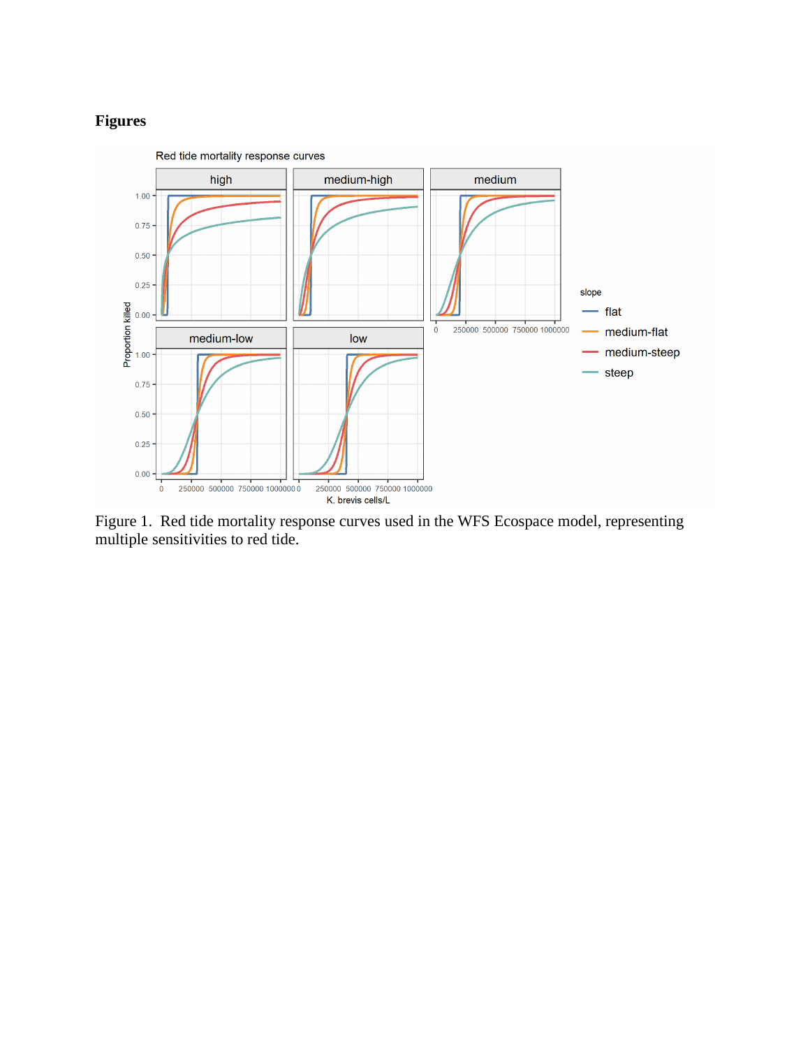# Figures

Figure 1. Red tide mortality response curves used in the WFS Ecospace model, representing multiple sensitivities to red tide.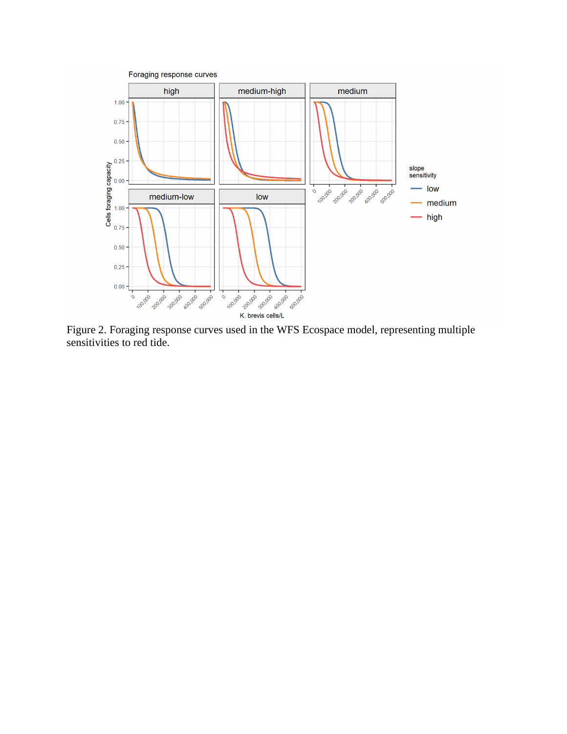Figure 2. Foraging response curves used in the WFS Ecospace model, representing multiple sensitivities to red tide.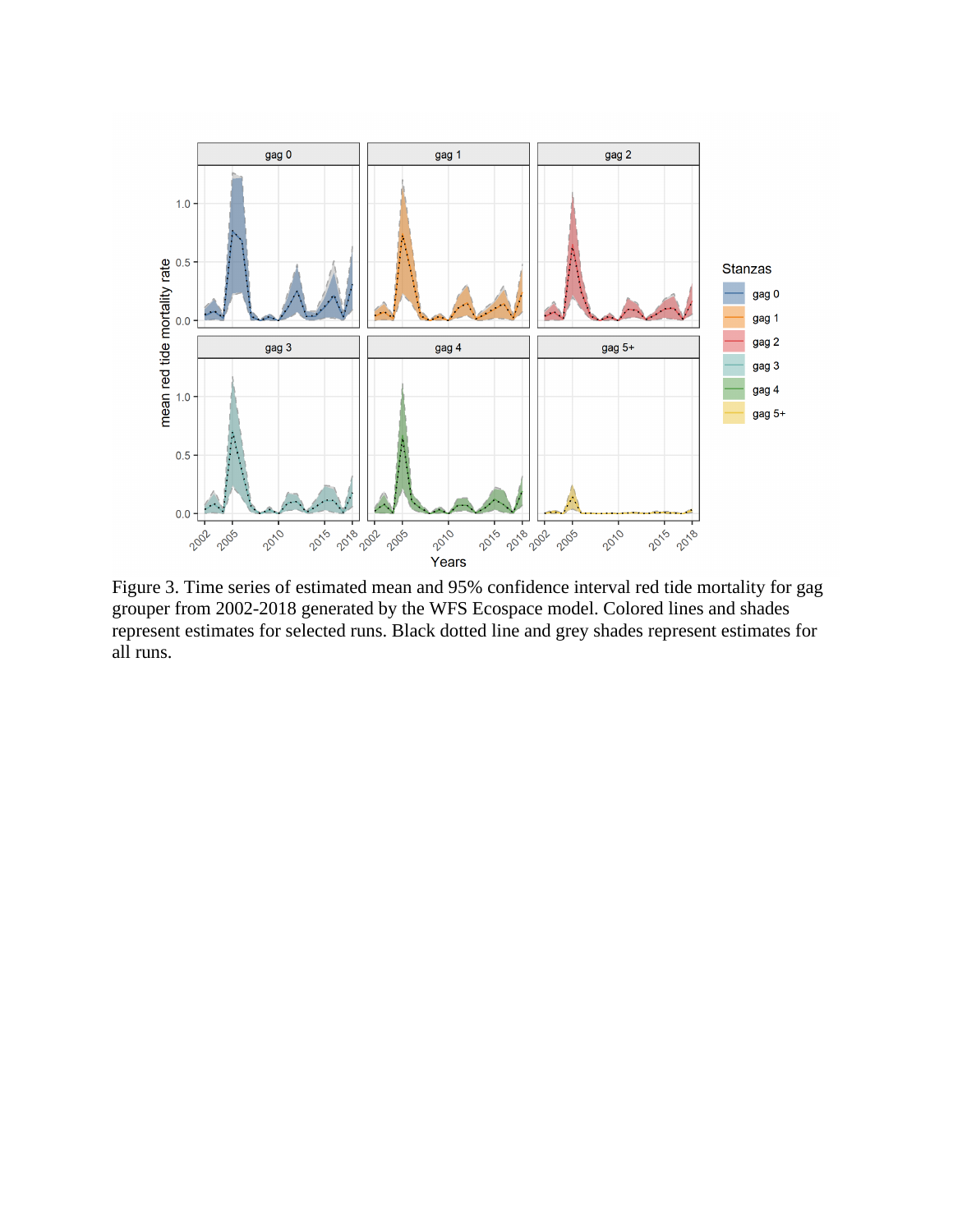Figure 3. Time series of estimated mean and 95% confidence interval red tide mortality for gag grouper from 2002-2018 generated by the WFS Ecospace model. Colored lines and shades represent estimates for selected runs. Black dotted line and grey shades represent estimates for all runs.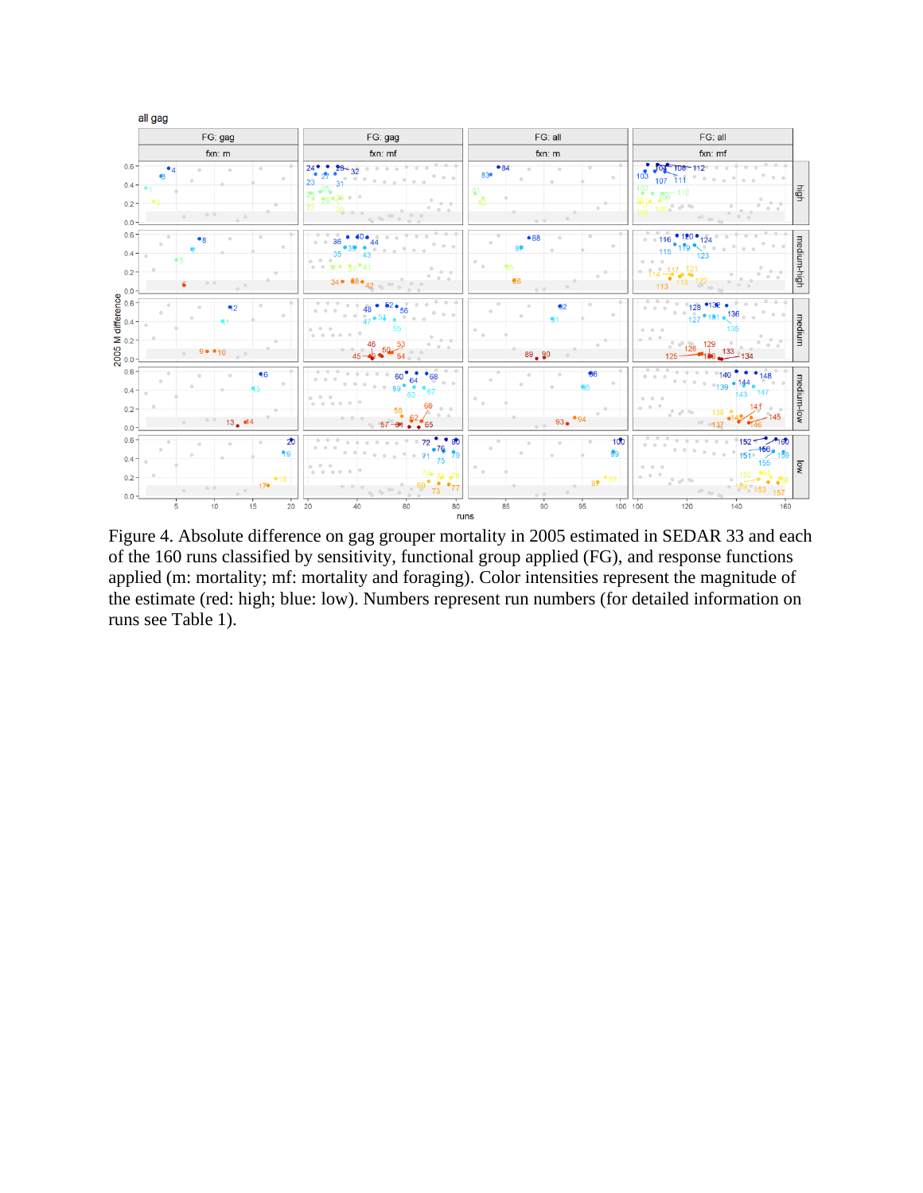Figure 4. Absolute difference on gag grouper mortality in 2005 estimated in SEDAR 33 and each of the 160 runs classified by sensitivity, functional group applied (FG), and response functions applied (m: mortality; mf: mortality and foraging). Color intensities represent the magnitude of the estimate (red: high; blue: low). Numbers represent run numbers (for detailed information on runs see Table 1).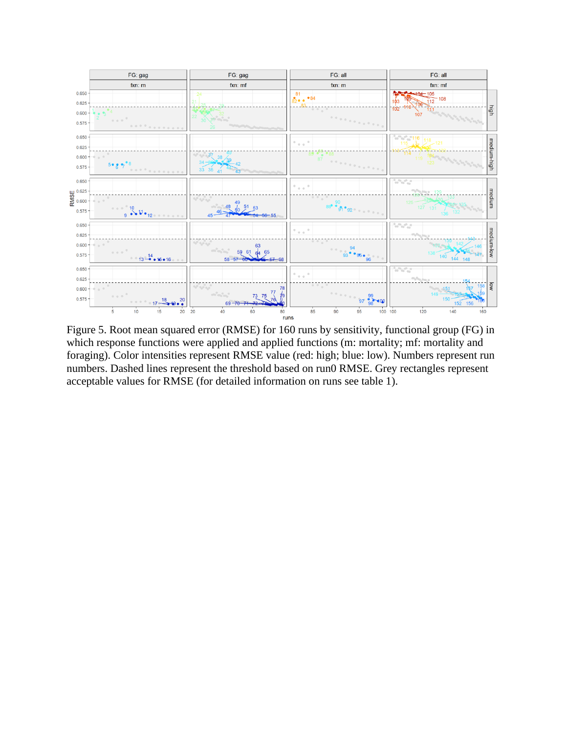Figure 5. Root mean squared error (RMSE) for 160 runs by sensitivity, functional group (FG) in which response functions were applied and applied functions (m: mortality; mf: mortality and foraging). Color intensities represent RMSE value (red: high; blue: low). Numbers represent run numbers. Dashed lines represent the threshold based on run0 RMSE. Grey rectangles represent acceptable values for RMSE (for detailed information on runs see table 1).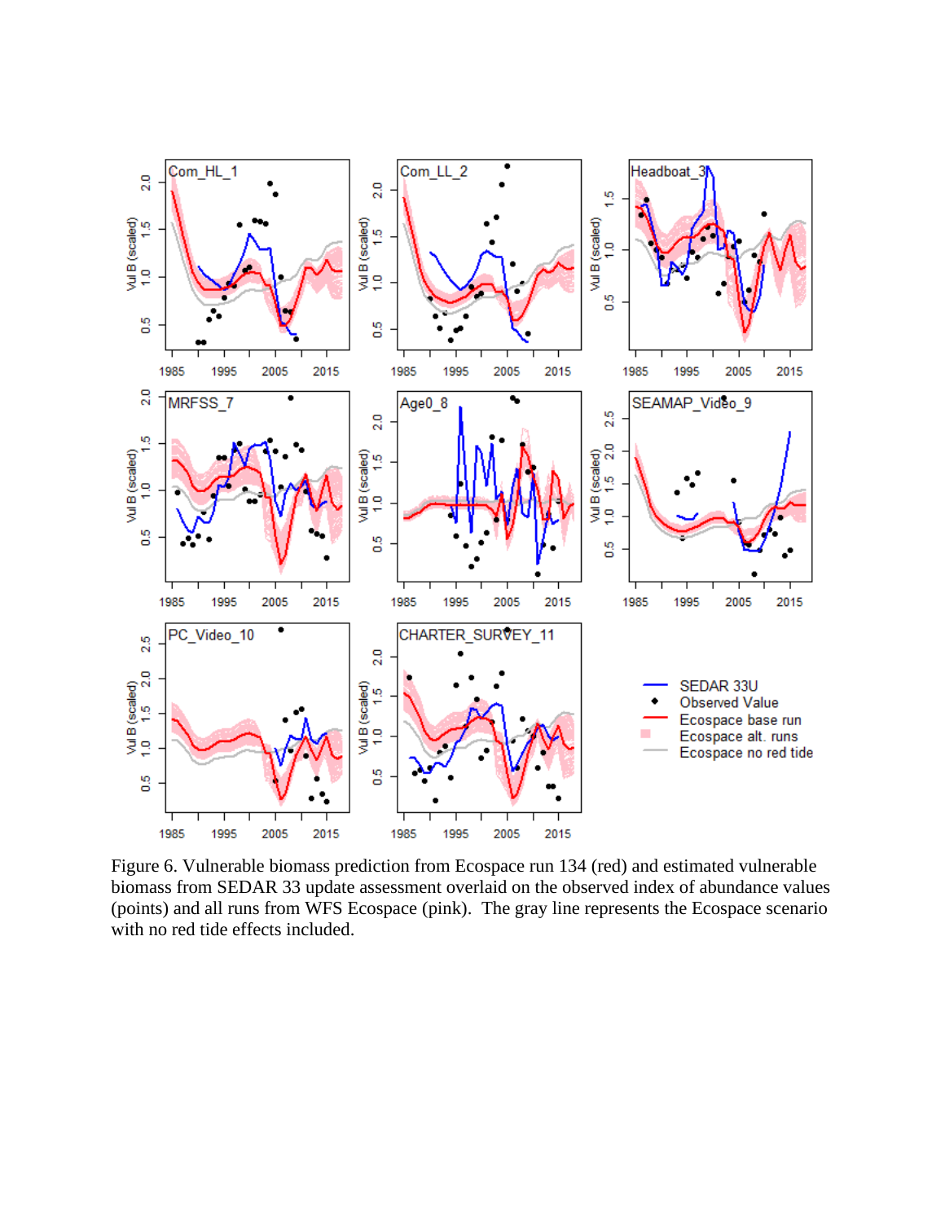Figure 6. Vulnerable biomass prediction from Ecospace run 134 (red) and estimated vulnerable biomass from SEDAR 33 update assessment overlaid on the observed index of abundance values (points) and all runs from WFS Ecospace (pink). The gray line represents the Ecospace scenario with no red tide effects included.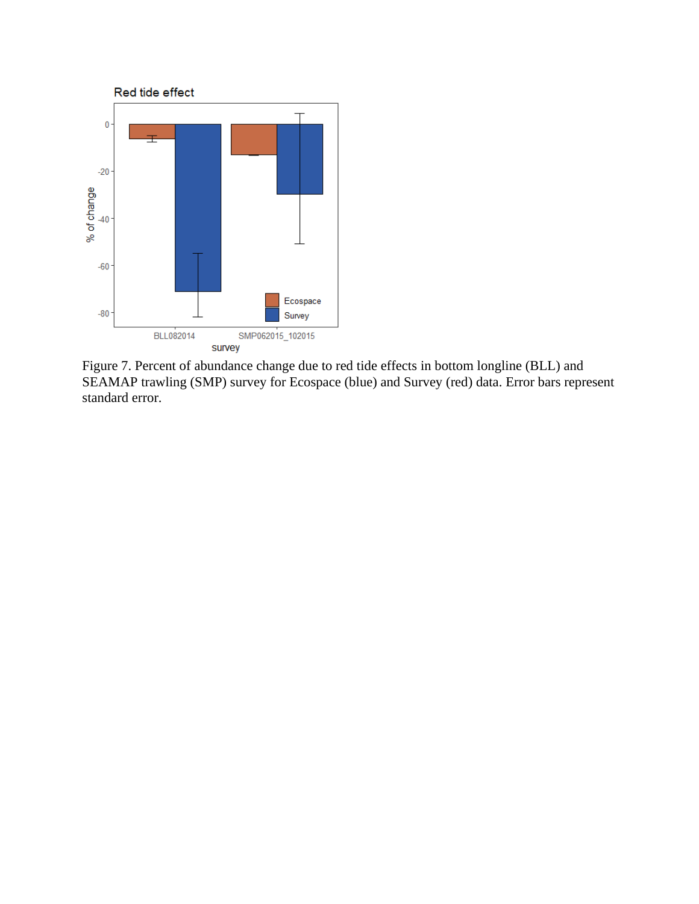Figure 7. Percent of abundance change due to red tide effects in bottom longline (BLL) and SEAMAP trawling (SMP) survey for Ecospace (blue) and Survey (red) data. Error bars represent standard error.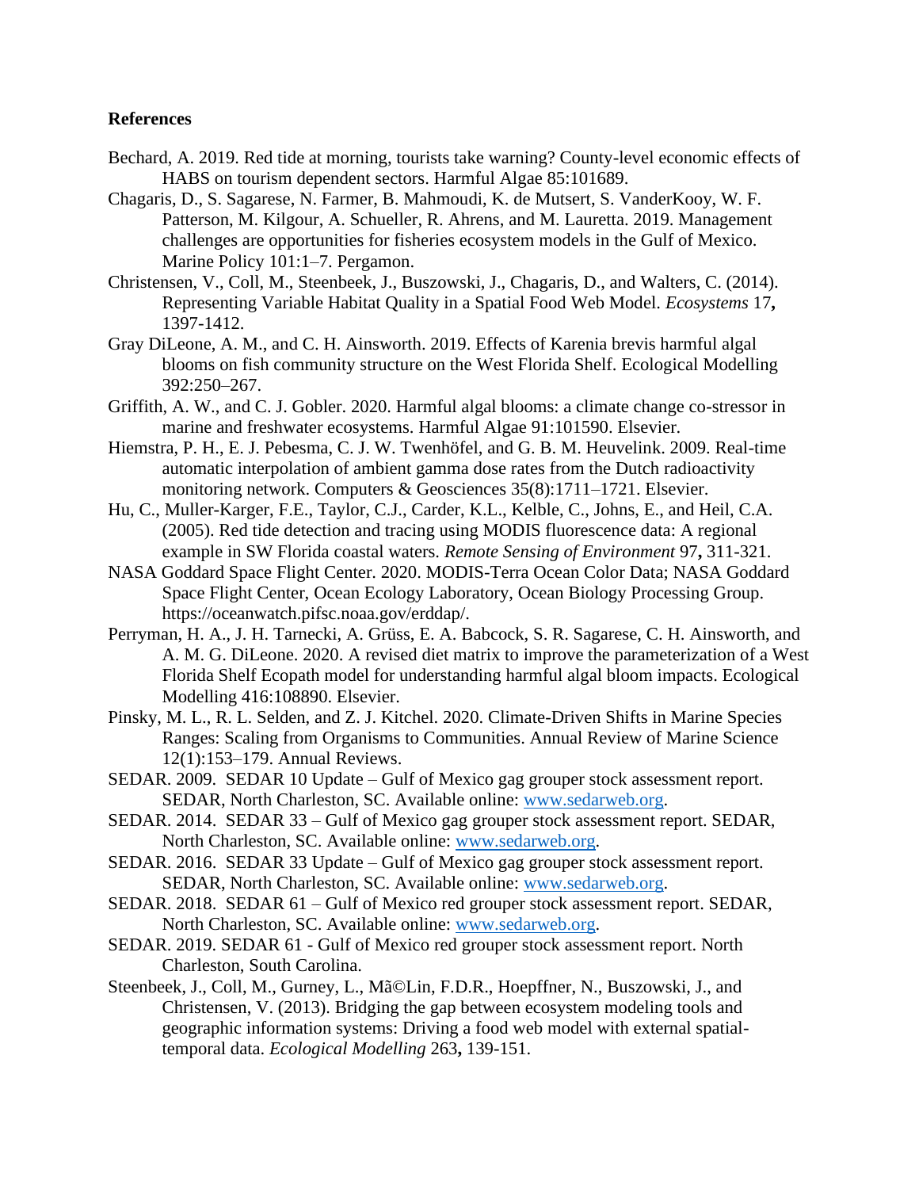**References**

Bechard, A. 2019. Red tide at morning, tourists take warning? County-level economic effects of HABS on tourism dependent sectors. Harmful Algae 85:101689.

Chagaris, D., S. Sagarese, N. Farmer, B. Mahmoudi, K. de Mutsert, S. VanderKooy, W. F. Patterson, M. Kilgour, A. Schueller, R. Ahrens, and M. Lauretta. 2019. Management challenges are opportunities for fisheries ecosystem models in the Gulf of Mexico. Marine Policy 101:1–7. Pergamon.

Christensen, V., Coll, M., Steenbeek, J., Buszowski, J., Chagaris, D., and Walters, C. (2014). Representing Variable Habitat Quality in a Spatial Food Web Model. *Ecosystems* 17**,** 1397-1412.

Gray DiLeone, A. M., and C. H. Ainsworth. 2019. Effects of Karenia brevis harmful algal blooms on fish community structure on the West Florida Shelf. Ecological Modelling 392:250–267.

Griffith, A. W., and C. J. Gobler. 2020. Harmful algal blooms: a climate change co-stressor in marine and freshwater ecosystems. Harmful Algae 91:101590. Elsevier.

Hiemstra, P. H., E. J. Pebesma, C. J. W. Twenhöfel, and G. B. M. Heuvelink. 2009. Real-time automatic interpolation of ambient gamma dose rates from the Dutch radioactivity monitoring network. Computers & Geosciences 35(8):1711–1721. Elsevier.

Hu, C., Muller-Karger, F.E., Taylor, C.J., Carder, K.L., Kelble, C., Johns, E., and Heil, C.A. (2005). Red tide detection and tracing using MODIS fluorescence data: A regional example in SW Florida coastal waters. *Remote Sensing of Environment* 97**,** 311-321.

NASA Goddard Space Flight Center. 2020. MODIS-Terra Ocean Color Data; NASA Goddard Space Flight Center, Ocean Ecology Laboratory, Ocean Biology Processing Group. https://oceanwatch.pifsc.noaa.gov/erddap/.

Perryman, H. A., J. H. Tarnecki, A. Grüss, E. A. Babcock, S. R. Sagarese, C. H. Ainsworth, and A. M. G. DiLeone. 2020. A revised diet matrix to improve the parameterization of a West Florida Shelf Ecopath model for understanding harmful algal bloom impacts. Ecological Modelling 416:108890. Elsevier.

Pinsky, M. L., R. L. Selden, and Z. J. Kitchel. 2020. Climate-Driven Shifts in Marine Species Ranges: Scaling from Organisms to Communities. Annual Review of Marine Science 12(1):153–179. Annual Reviews.

SEDAR. 2009. SEDAR 10 Update – Gulf of Mexico gag grouper stock assessment report. SEDAR, North Charleston, SC. Available online: www.sedarweb.org.

SEDAR. 2014. SEDAR 33 – Gulf of Mexico gag grouper stock assessment report. SEDAR, North Charleston, SC. Available online: www.sedarweb.org.

SEDAR. 2016. SEDAR 33 Update – Gulf of Mexico gag grouper stock assessment report. SEDAR, North Charleston, SC. Available online: www.sedarweb.org.

SEDAR. 2018. SEDAR 61 – Gulf of Mexico red grouper stock assessment report. SEDAR, North Charleston, SC. Available online: www.sedarweb.org.

SEDAR. 2019. SEDAR 61 - Gulf of Mexico red grouper stock assessment report. North Charleston, South Carolina.

Steenbeek, J., Coll, M., Gurney, L., MÃ©Lin, F.D.R., Hoepffner, N., Buszowski, J., and Christensen, V. (2013). Bridging the gap between ecosystem modeling tools and geographic information systems: Driving a food web model with external spatial-temporal data. *Ecological Modelling* 263**,** 139-151.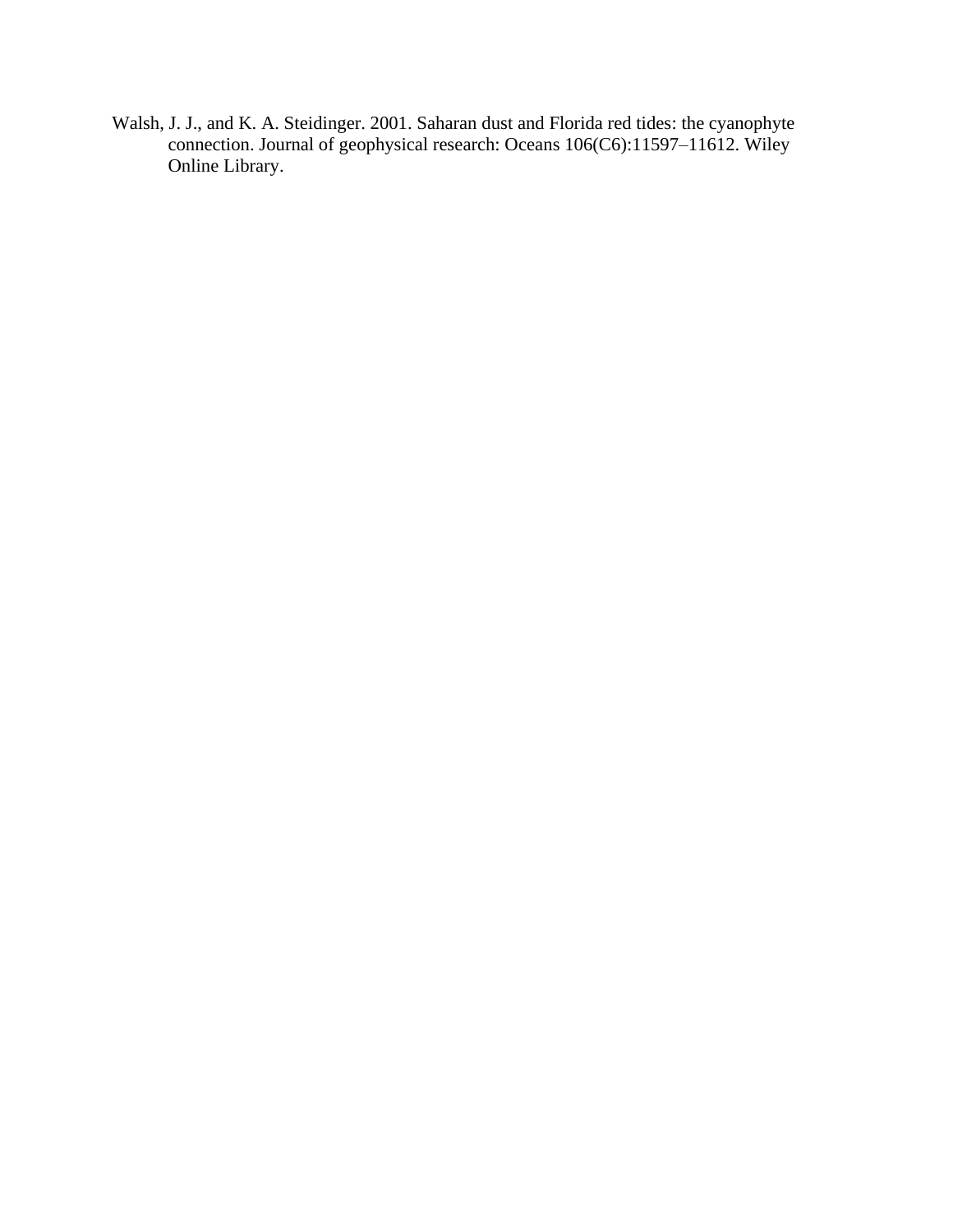Walsh, J. J., and K. A. Steidinger. 2001. Saharan dust and Florida red tides: the cyanophyte connection. Journal of geophysical research: Oceans 106(C6):11597–11612. Wiley Online Library.